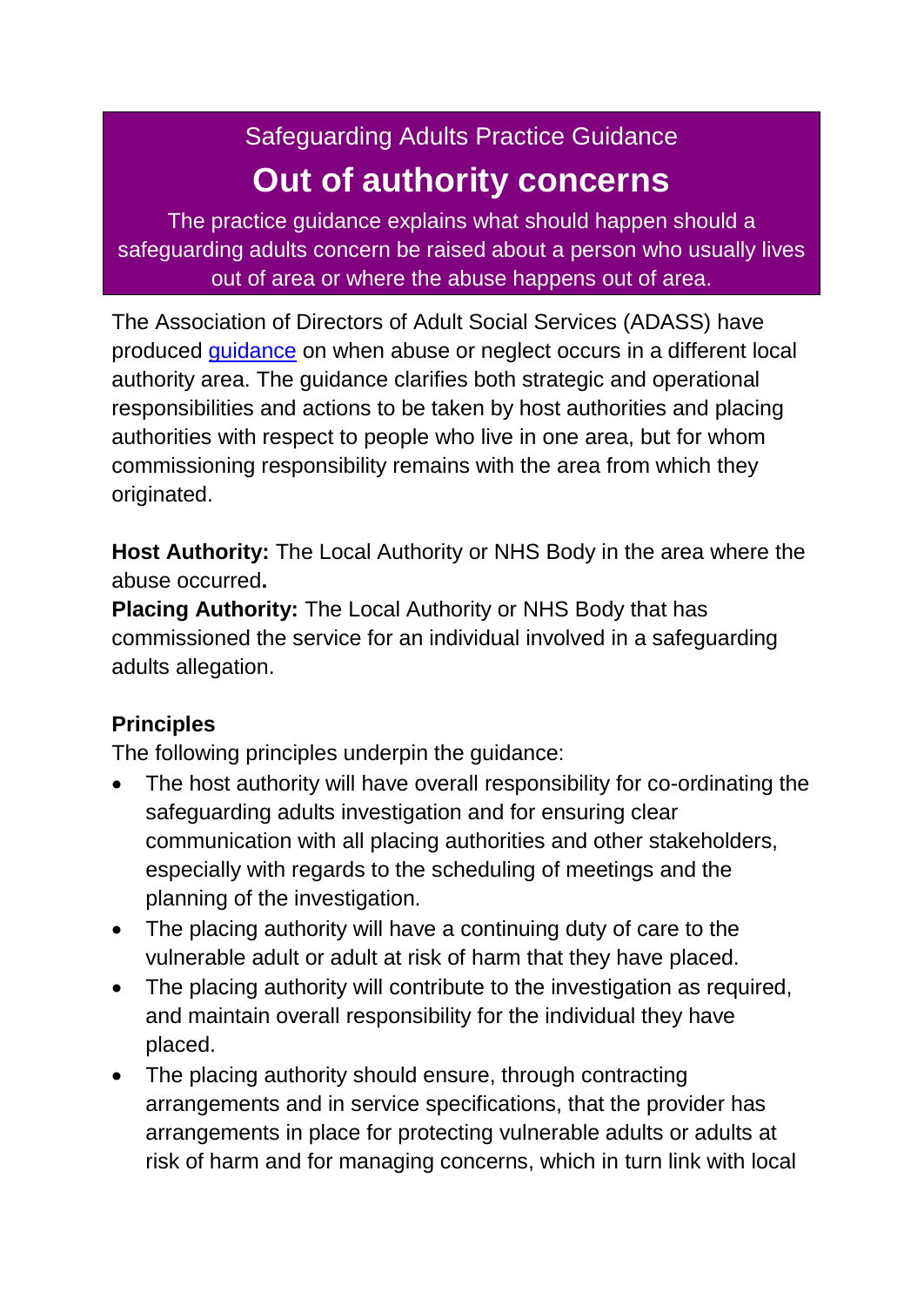Safeguarding Adults Practice Guidance

# Out of authority concerns

The practice guidance explains what should happen should a safeguarding adults concern be raised about a person who usually lives out of area or where the abuse happens out of area.

The Association of Directors of Adult Social Services (ADASS) have produced guidance on when abuse or neglect occurs in a different local authority area. The guidance clarifies both strategic and operational responsibilities and actions to be taken by host authorities and placing authorities with respect to people who live in one area, but for whom commissioning responsibility remains with the area from which they originated.

**Host Authority:** The Local Authority or NHS Body in the area where the abuse occurred**.**
**Placing Authority:** The Local Authority or NHS Body that has commissioned the service for an individual involved in a safeguarding adults allegation.

## Principles

The following principles underpin the guidance:

- The host authority will have overall responsibility for co-ordinating the safeguarding adults investigation and for ensuring clear communication with all placing authorities and other stakeholders, especially with regards to the scheduling of meetings and the planning of the investigation.
- The placing authority will have a continuing duty of care to the vulnerable adult or adult at risk of harm that they have placed.
- The placing authority will contribute to the investigation as required, and maintain overall responsibility for the individual they have placed.
- The placing authority should ensure, through contracting arrangements and in service specifications, that the provider has arrangements in place for protecting vulnerable adults or adults at risk of harm and for managing concerns, which in turn link with local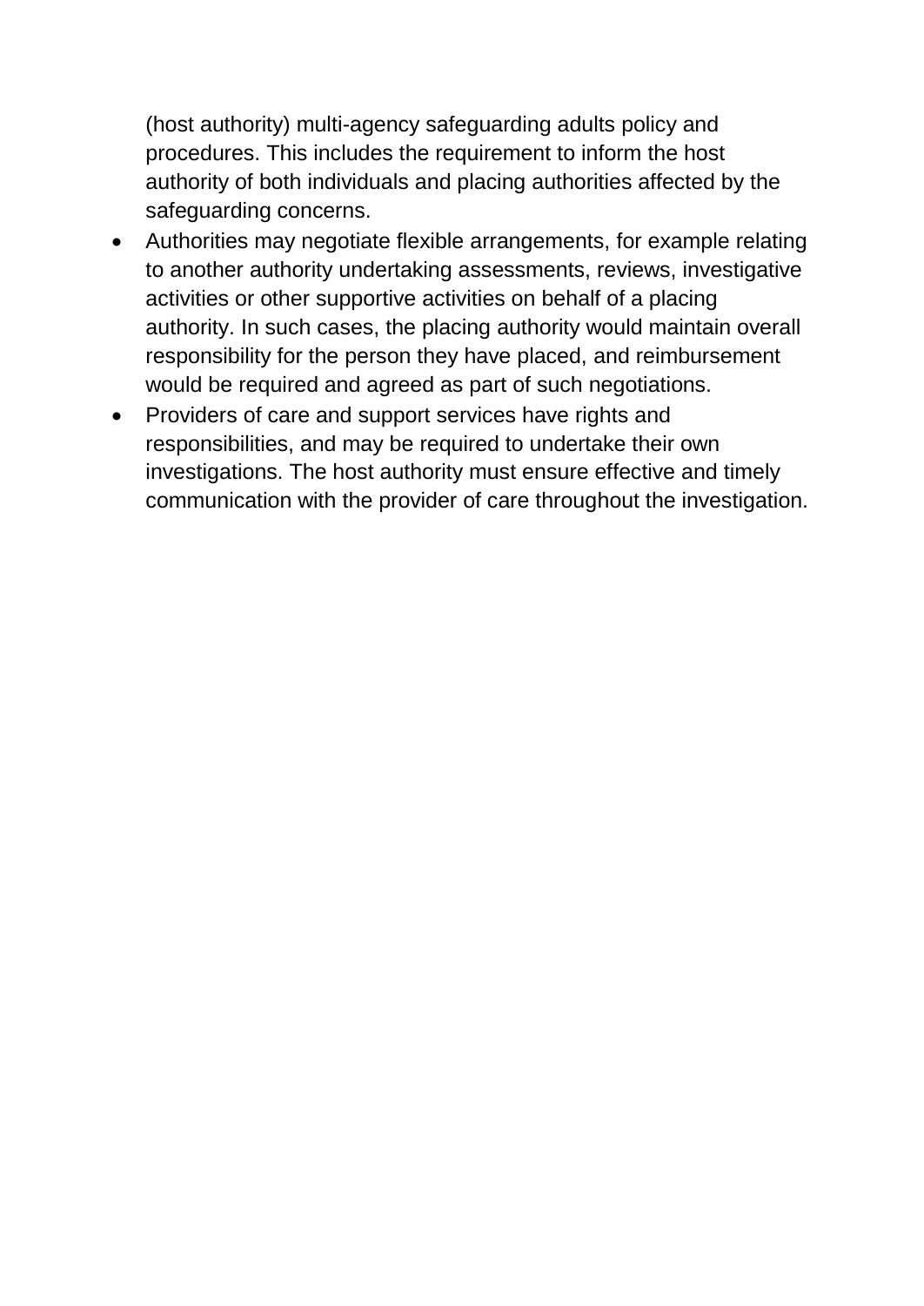(host authority) multi-agency safeguarding adults policy and procedures. This includes the requirement to inform the host authority of both individuals and placing authorities affected by the safeguarding concerns.

- Authorities may negotiate flexible arrangements, for example relating to another authority undertaking assessments, reviews, investigative activities or other supportive activities on behalf of a placing authority. In such cases, the placing authority would maintain overall responsibility for the person they have placed, and reimbursement would be required and agreed as part of such negotiations.
- Providers of care and support services have rights and responsibilities, and may be required to undertake their own investigations. The host authority must ensure effective and timely communication with the provider of care throughout the investigation.